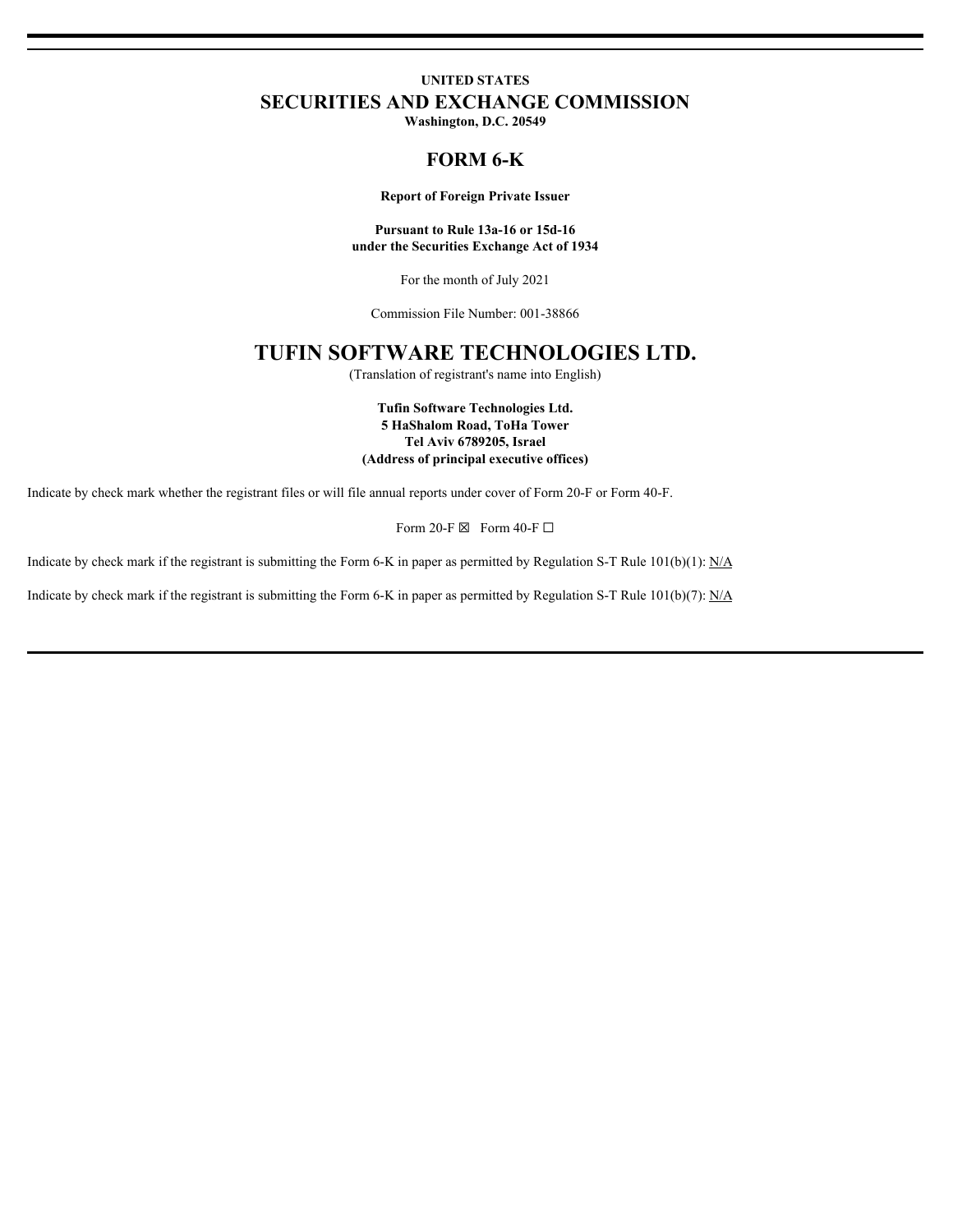**UNITED STATES**

# SECURITIES AND EXCHANGE COMMISSION

**Washington, D.C. 20549**

## FORM 6-K

**Report of Foreign Private Issuer**

**Pursuant to Rule 13a-16 or 15d-16**
**under the Securities Exchange Act of 1934**

For the month of July 2021

Commission File Number: 001-38866

# TUFIN SOFTWARE TECHNOLOGIES LTD.

(Translation of registrant's name into English)

**Tufin Software Technologies Ltd.**
**5 HaShalom Road, ToHa Tower**
**Tel Aviv 6789205, Israel**
**(Address of principal executive offices)**

Indicate by check mark whether the registrant files or will file annual reports under cover of Form 20-F or Form 40-F.

Form 20-F ☒ Form 40-F ☐

Indicate by check mark if the registrant is submitting the Form 6-K in paper as permitted by Regulation S-T Rule 101(b)(1): N/A

Indicate by check mark if the registrant is submitting the Form 6-K in paper as permitted by Regulation S-T Rule 101(b)(7): N/A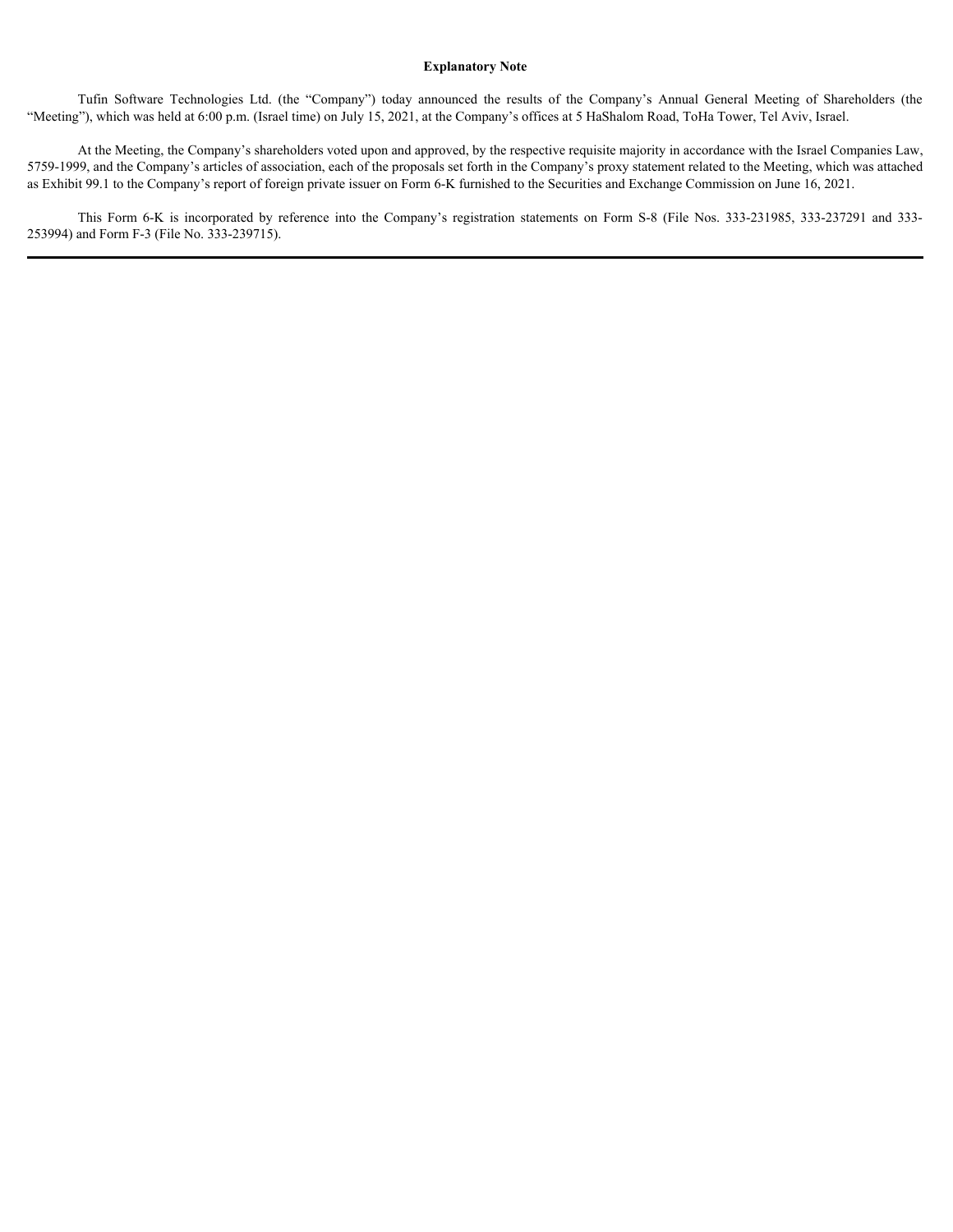**Explanatory Note**

Tufin Software Technologies Ltd. (the "Company") today announced the results of the Company's Annual General Meeting of Shareholders (the "Meeting"), which was held at 6:00 p.m. (Israel time) on July 15, 2021, at the Company's offices at 5 HaShalom Road, ToHa Tower, Tel Aviv, Israel.

At the Meeting, the Company's shareholders voted upon and approved, by the respective requisite majority in accordance with the Israel Companies Law, 5759-1999, and the Company's articles of association, each of the proposals set forth in the Company's proxy statement related to the Meeting, which was attached as Exhibit 99.1 to the Company's report of foreign private issuer on Form 6-K furnished to the Securities and Exchange Commission on June 16, 2021.

This Form 6-K is incorporated by reference into the Company's registration statements on Form S-8 (File Nos. 333-231985, 333-237291 and 333-253994) and Form F-3 (File No. 333-239715).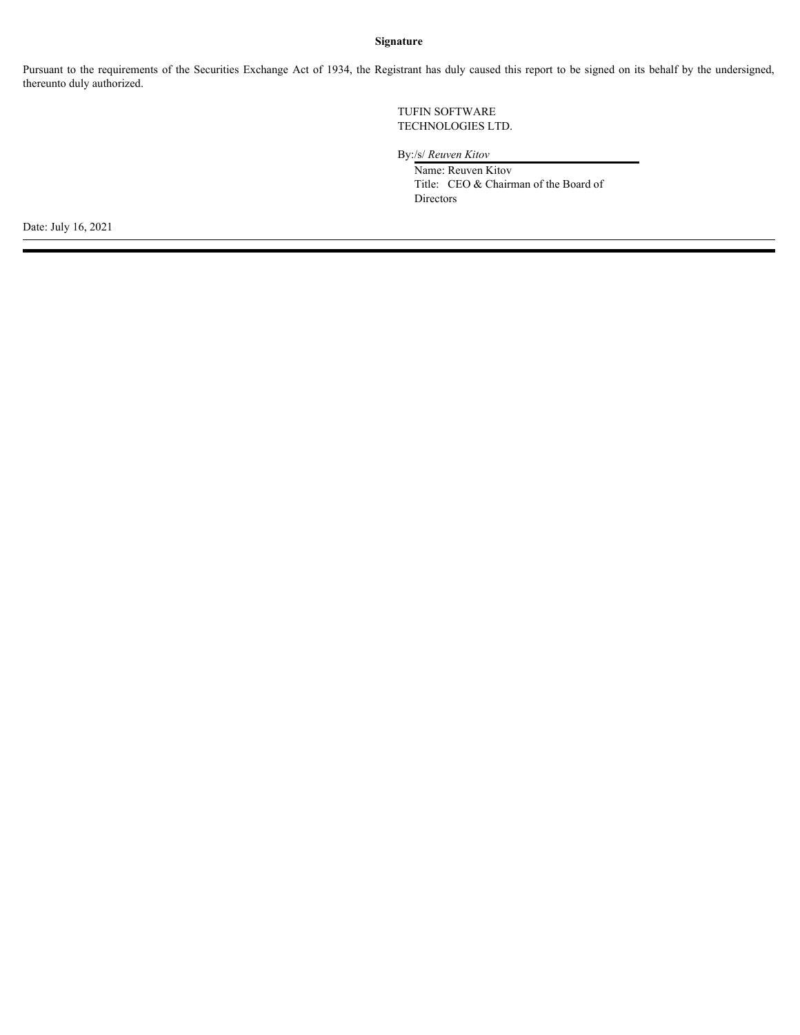**Signature**

Pursuant to the requirements of the Securities Exchange Act of 1934, the Registrant has duly caused this report to be signed on its behalf by the undersigned, thereunto duly authorized.

TUFIN SOFTWARE TECHNOLOGIES LTD.

By: /s/ *Reuven Kitov*

Name: Reuven Kitov

Title: CEO & Chairman of the Board of Directors

Date: July 16, 2021